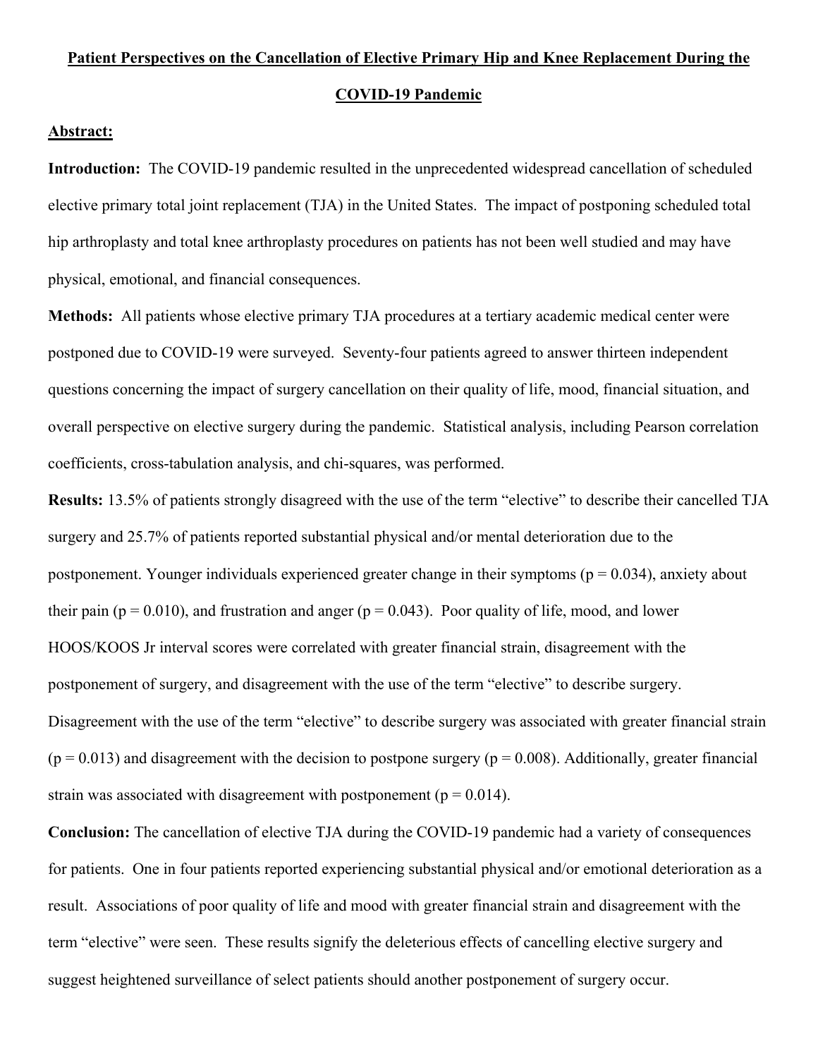# Patient Perspectives on the Cancellation of Elective Primary Hip and Knee Replacement During the COVID-19 Pandemic

## Abstract:

**Introduction:** The COVID-19 pandemic resulted in the unprecedented widespread cancellation of scheduled elective primary total joint replacement (TJA) in the United States. The impact of postponing scheduled total hip arthroplasty and total knee arthroplasty procedures on patients has not been well studied and may have physical, emotional, and financial consequences.

**Methods:** All patients whose elective primary TJA procedures at a tertiary academic medical center were postponed due to COVID-19 were surveyed. Seventy-four patients agreed to answer thirteen independent questions concerning the impact of surgery cancellation on their quality of life, mood, financial situation, and overall perspective on elective surgery during the pandemic. Statistical analysis, including Pearson correlation coefficients, cross-tabulation analysis, and chi-squares, was performed.

**Results:** 13.5% of patients strongly disagreed with the use of the term "elective" to describe their cancelled TJA surgery and 25.7% of patients reported substantial physical and/or mental deterioration due to the postponement. Younger individuals experienced greater change in their symptoms ($p = 0.034$), anxiety about their pain ($p = 0.010$), and frustration and anger ($p = 0.043$). Poor quality of life, mood, and lower HOOS/KOOS Jr interval scores were correlated with greater financial strain, disagreement with the postponement of surgery, and disagreement with the use of the term "elective" to describe surgery. Disagreement with the use of the term "elective" to describe surgery was associated with greater financial strain ($p = 0.013$) and disagreement with the decision to postpone surgery ($p = 0.008$). Additionally, greater financial strain was associated with disagreement with postponement ($p = 0.014$).

**Conclusion:** The cancellation of elective TJA during the COVID-19 pandemic had a variety of consequences for patients. One in four patients reported experiencing substantial physical and/or emotional deterioration as a result. Associations of poor quality of life and mood with greater financial strain and disagreement with the term "elective" were seen. These results signify the deleterious effects of cancelling elective surgery and suggest heightened surveillance of select patients should another postponement of surgery occur.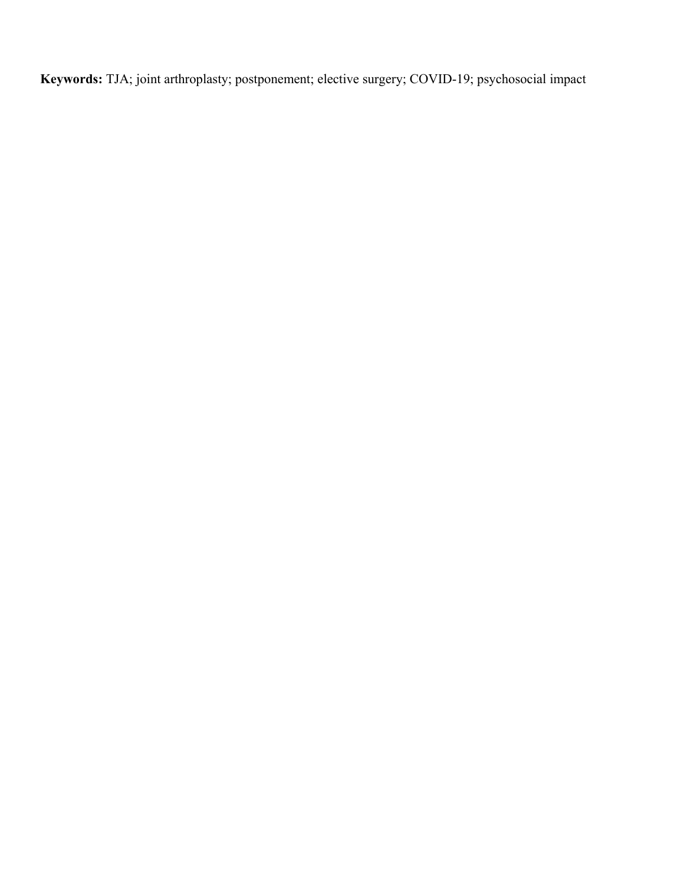**Keywords:** TJA; joint arthroplasty; postponement; elective surgery; COVID-19; psychosocial impact